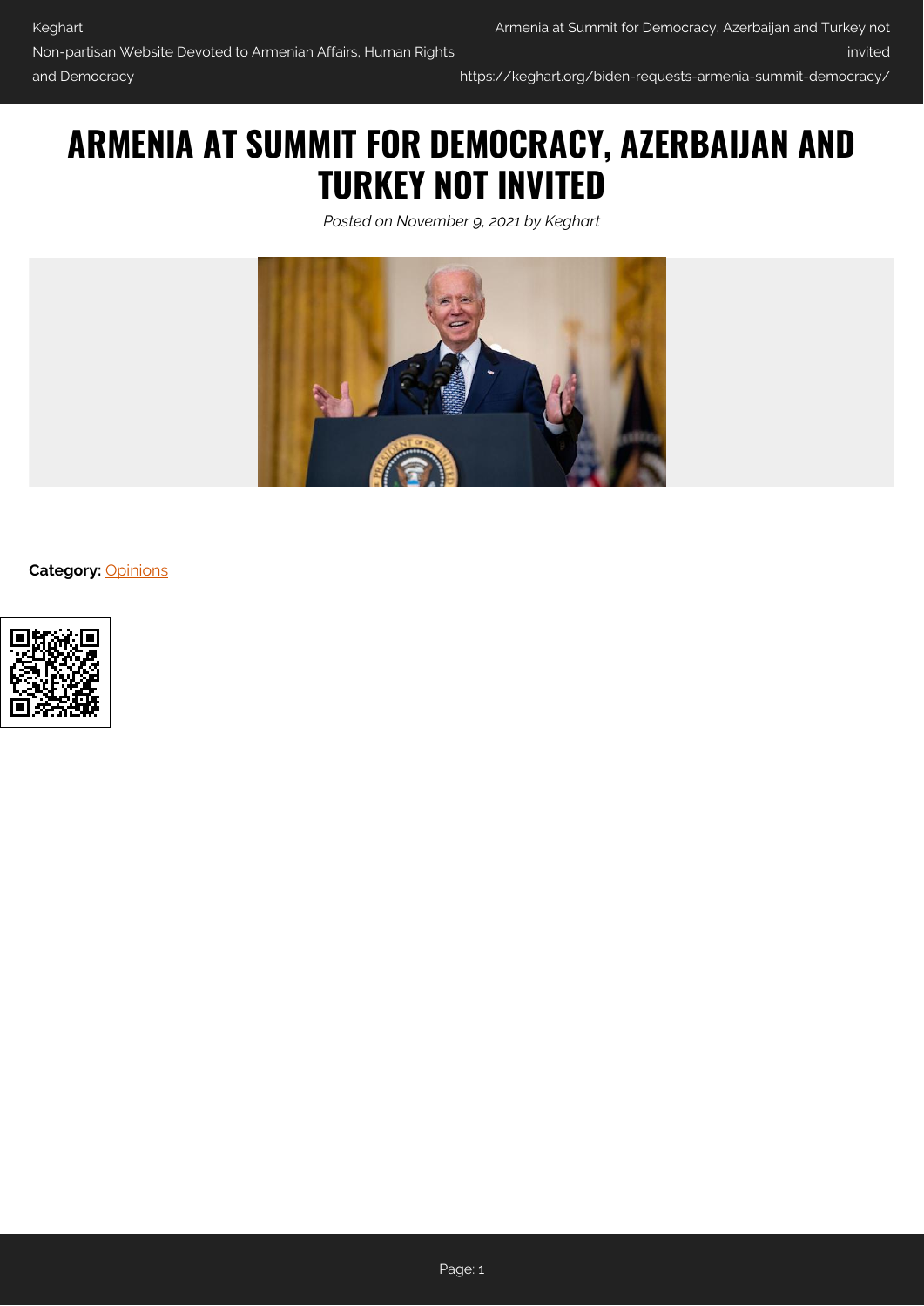# ARMENIA AT SUMMIT FOR DEMOCRACY, AZERBAIJAN AND TURKEY NOT INVITED

*Posted on November 9, 2021 by Keghart*

**Category:** Opinions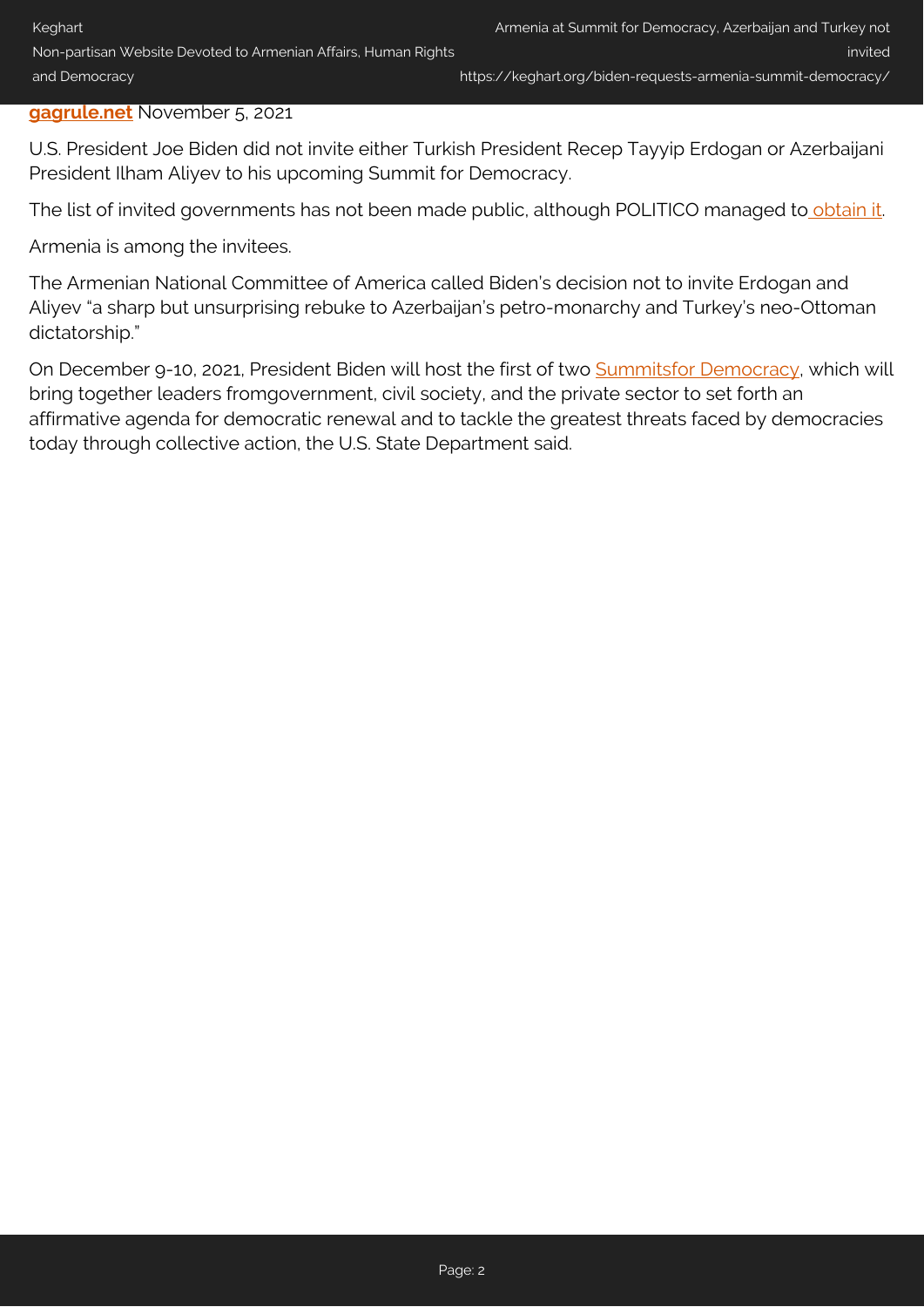**gagrule.net** November 5, 2021

U.S. President Joe Biden did not invite either Turkish President Recep Tayyip Erdogan or Azerbaijani President Ilham Aliyev to his upcoming Summit for Democracy.

The list of invited governments has not been made public, although POLITICO managed to obtain it.

Armenia is among the invitees.

The Armenian National Committee of America called Biden's decision not to invite Erdogan and Aliyev "a sharp but unsurprising rebuke to Azerbaijan's petro-monarchy and Turkey's neo-Ottoman dictatorship."

On December 9-10, 2021, President Biden will host the first of two Summitsfor Democracy, which will bring together leaders fromgovernment, civil society, and the private sector to set forth an affirmative agenda for democratic renewal and to tackle the greatest threats faced by democracies today through collective action, the U.S. State Department said.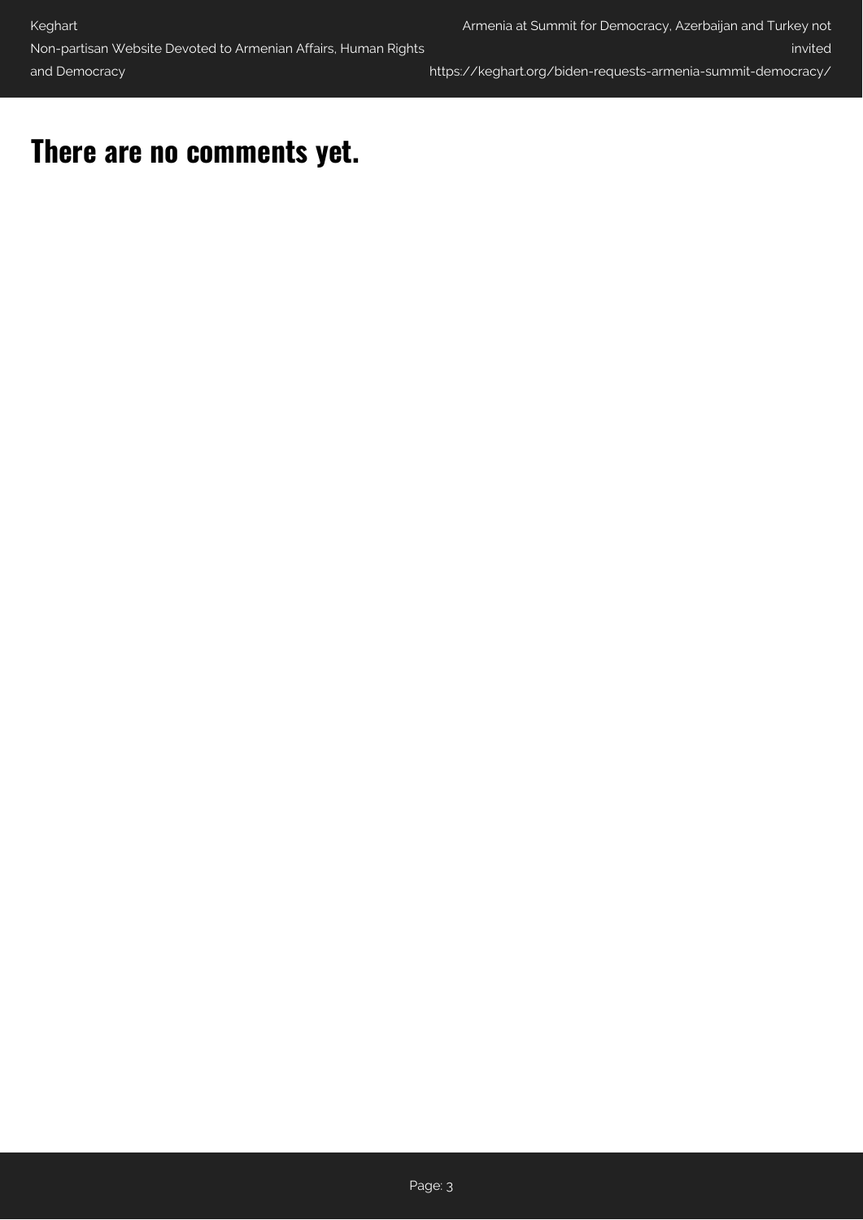## There are no comments yet.